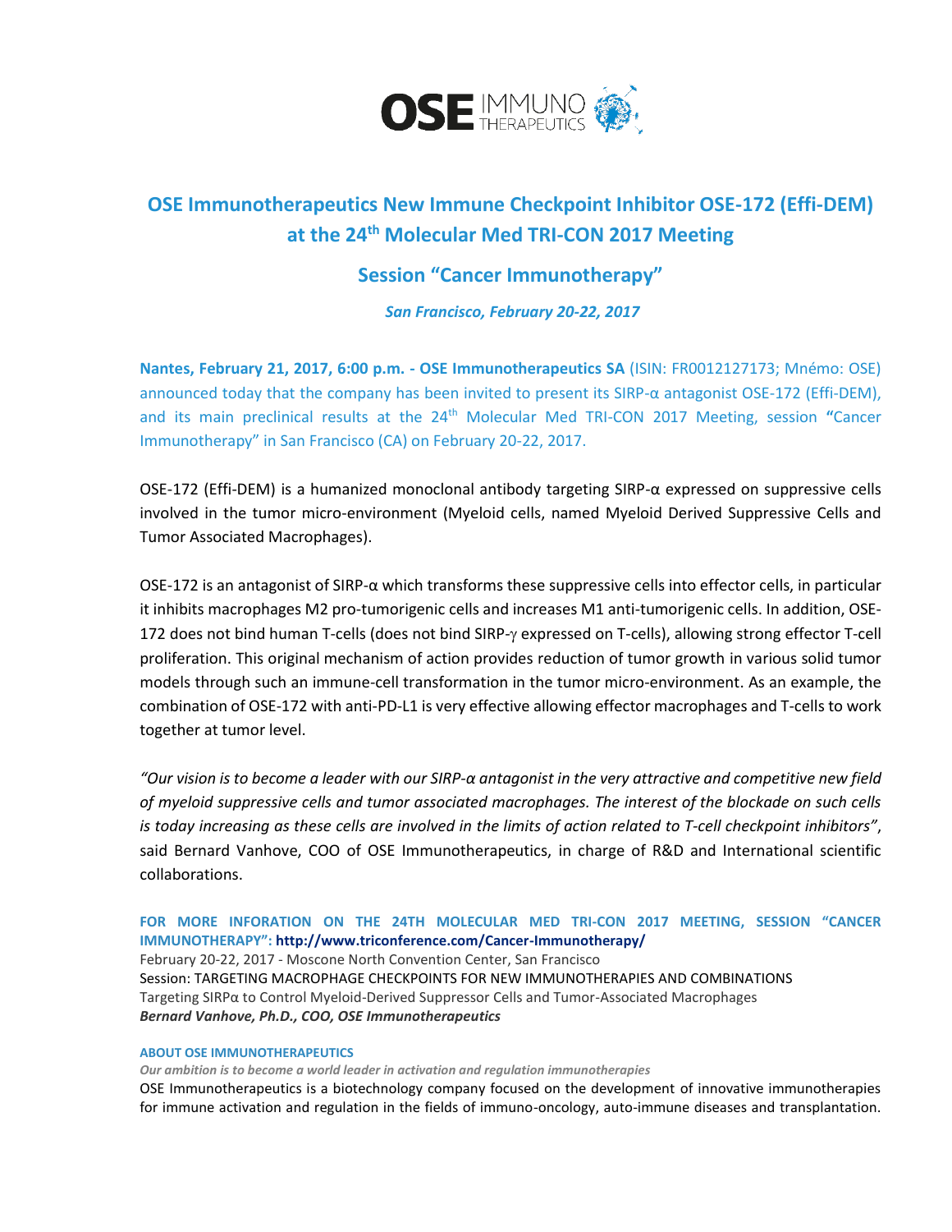# OSE Immunotherapeutics New Immune Checkpoint Inhibitor OSE-172 (Effi-DEM) at the 24th Molecular Med TRI-CON 2017 Meeting

## Session "Cancer Immunotherapy"

***San Francisco, February 20-22, 2017***

**Nantes, February 21, 2017, 6:00 p.m. - OSE Immunotherapeutics SA** (ISIN: FR0012127173; Mnémo: OSE) announced today that the company has been invited to present its SIRP-α antagonist OSE-172 (Effi-DEM), and its main preclinical results at the 24th Molecular Med TRI-CON 2017 Meeting, session **"**Cancer Immunotherapy" in San Francisco (CA) on February 20-22, 2017.

OSE-172 (Effi-DEM) is a humanized monoclonal antibody targeting SIRP-α expressed on suppressive cells involved in the tumor micro-environment (Myeloid cells, named Myeloid Derived Suppressive Cells and Tumor Associated Macrophages).

OSE-172 is an antagonist of SIRP-α which transforms these suppressive cells into effector cells, in particular it inhibits macrophages M2 pro-tumorigenic cells and increases M1 anti-tumorigenic cells. In addition, OSE-172 does not bind human T-cells (does not bind SIRP-γ expressed on T-cells), allowing strong effector T-cell proliferation. This original mechanism of action provides reduction of tumor growth in various solid tumor models through such an immune-cell transformation in the tumor micro-environment. As an example, the combination of OSE-172 with anti-PD-L1 is very effective allowing effector macrophages and T-cells to work together at tumor level.

*"Our vision is to become a leader with our SIRP-α antagonist in the very attractive and competitive new field of myeloid suppressive cells and tumor associated macrophages. The interest of the blockade on such cells is today increasing as these cells are involved in the limits of action related to T-cell checkpoint inhibitors"*, said Bernard Vanhove, COO of OSE Immunotherapeutics, in charge of R&D and International scientific collaborations.

**FOR MORE INFORATION ON THE 24TH MOLECULAR MED TRI-CON 2017 MEETING, SESSION "CANCER IMMUNOTHERAPY": http://www.triconference.com/Cancer-Immunotherapy/**
February 20-22, 2017 - Moscone North Convention Center, San Francisco
Session: TARGETING MACROPHAGE CHECKPOINTS FOR NEW IMMUNOTHERAPIES AND COMBINATIONS
Targeting SIRPα to Control Myeloid-Derived Suppressor Cells and Tumor-Associated Macrophages
***Bernard Vanhove, Ph.D., COO, OSE Immunotherapeutics***

**ABOUT OSE IMMUNOTHERAPEUTICS**

***Our ambition is to become a world leader in activation and regulation immunotherapies***

OSE Immunotherapeutics is a biotechnology company focused on the development of innovative immunotherapies for immune activation and regulation in the fields of immuno-oncology, auto-immune diseases and transplantation.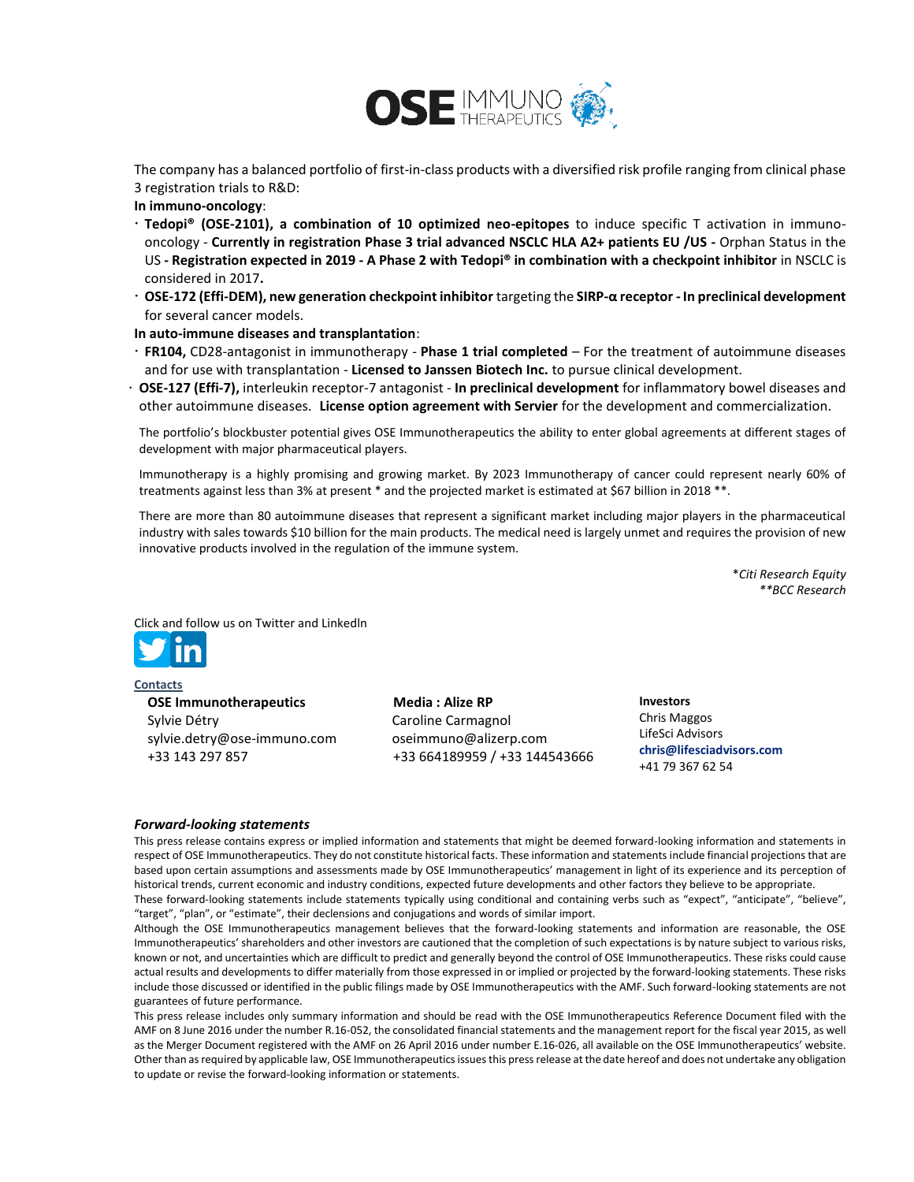The company has a balanced portfolio of first-in-class products with a diversified risk profile ranging from clinical phase 3 registration trials to R&D:

**In immuno-oncology**:

- **Tedopi® (OSE-2101), a combination of 10 optimized neo-epitopes** to induce specific T activation in immuno-oncology - **Currently in registration Phase 3 trial advanced NSCLC HLA A2+ patients EU /US -** Orphan Status in the US **- Registration expected in 2019 - A Phase 2 with Tedopi® in combination with a checkpoint inhibitor** in NSCLC is considered in 2017**.**
- **OSE-172 (Effi-DEM), new generation checkpoint inhibitor** targeting the **SIRP-α receptor - In preclinical development** for several cancer models.

**In auto-immune diseases and transplantation**:

- **FR104,** CD28-antagonist in immunotherapy - **Phase 1 trial completed** – For the treatment of autoimmune diseases and for use with transplantation - **Licensed to Janssen Biotech Inc.** to pursue clinical development.
- **OSE-127 (Effi-7),** interleukin receptor-7 antagonist - **In preclinical development** for inflammatory bowel diseases and other autoimmune diseases. **License option agreement with Servier** for the development and commercialization.

The portfolio's blockbuster potential gives OSE Immunotherapeutics the ability to enter global agreements at different stages of development with major pharmaceutical players.

Immunotherapy is a highly promising and growing market. By 2023 Immunotherapy of cancer could represent nearly 60% of treatments against less than 3% at present * and the projected market is estimated at $67 billion in 2018 **.

There are more than 80 autoimmune diseases that represent a significant market including major players in the pharmaceutical industry with sales towards $10 billion for the main products. The medical need is largely unmet and requires the provision of new innovative products involved in the regulation of the immune system.

*\*Citi Research Equity*
*\*\*BCC Research*

Click and follow us on Twitter and LinkedIn

**Contacts**

**OSE Immunotherapeutics**
Sylvie Détry
sylvie.detry@ose-immuno.com
+33 143 297 857

**Media : Alize RP**
Caroline Carmagnol
oseimmuno@alizerp.com
+33 664189959 / +33 144543666

**Investors**
Chris Maggos
LifeSci Advisors
**chris@lifesciadvisors.com**
+41 79 367 62 54

### *Forward-looking statements*

This press release contains express or implied information and statements that might be deemed forward-looking information and statements in respect of OSE Immunotherapeutics. They do not constitute historical facts. These information and statements include financial projections that are based upon certain assumptions and assessments made by OSE Immunotherapeutics' management in light of its experience and its perception of historical trends, current economic and industry conditions, expected future developments and other factors they believe to be appropriate.

These forward-looking statements include statements typically using conditional and containing verbs such as "expect", "anticipate", "believe", "target", "plan", or "estimate", their declensions and conjugations and words of similar import.

Although the OSE Immunotherapeutics management believes that the forward-looking statements and information are reasonable, the OSE Immunotherapeutics' shareholders and other investors are cautioned that the completion of such expectations is by nature subject to various risks, known or not, and uncertainties which are difficult to predict and generally beyond the control of OSE Immunotherapeutics. These risks could cause actual results and developments to differ materially from those expressed in or implied or projected by the forward-looking statements. These risks include those discussed or identified in the public filings made by OSE Immunotherapeutics with the AMF. Such forward-looking statements are not guarantees of future performance.

This press release includes only summary information and should be read with the OSE Immunotherapeutics Reference Document filed with the AMF on 8 June 2016 under the number R.16-052, the consolidated financial statements and the management report for the fiscal year 2015, as well as the Merger Document registered with the AMF on 26 April 2016 under number E.16-026, all available on the OSE Immunotherapeutics' website. Other than as required by applicable law, OSE Immunotherapeutics issues this press release at the date hereof and does not undertake any obligation to update or revise the forward-looking information or statements.